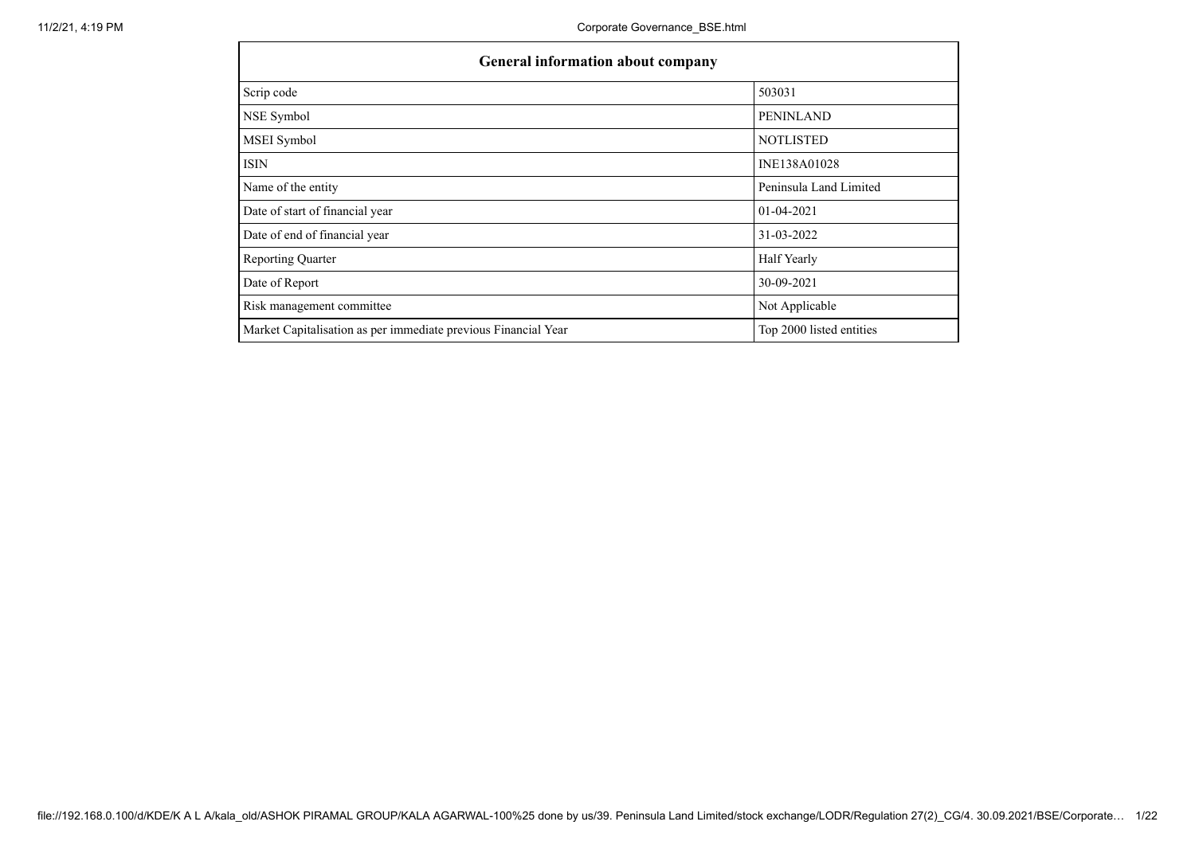| General information about company | |
|---|---|
| Scrip code | 503031 |
| NSE Symbol | PENINLAND |
| MSEI Symbol | NOTLISTED |
| ISIN | INE138A01028 |
| Name of the entity | Peninsula Land Limited |
| Date of start of financial year | 01-04-2021 |
| Date of end of financial year | 31-03-2022 |
| Reporting Quarter | Half Yearly |
| Date of Report | 30-09-2021 |
| Risk management committee | Not Applicable |
| Market Capitalisation as per immediate previous Financial Year | Top 2000 listed entities |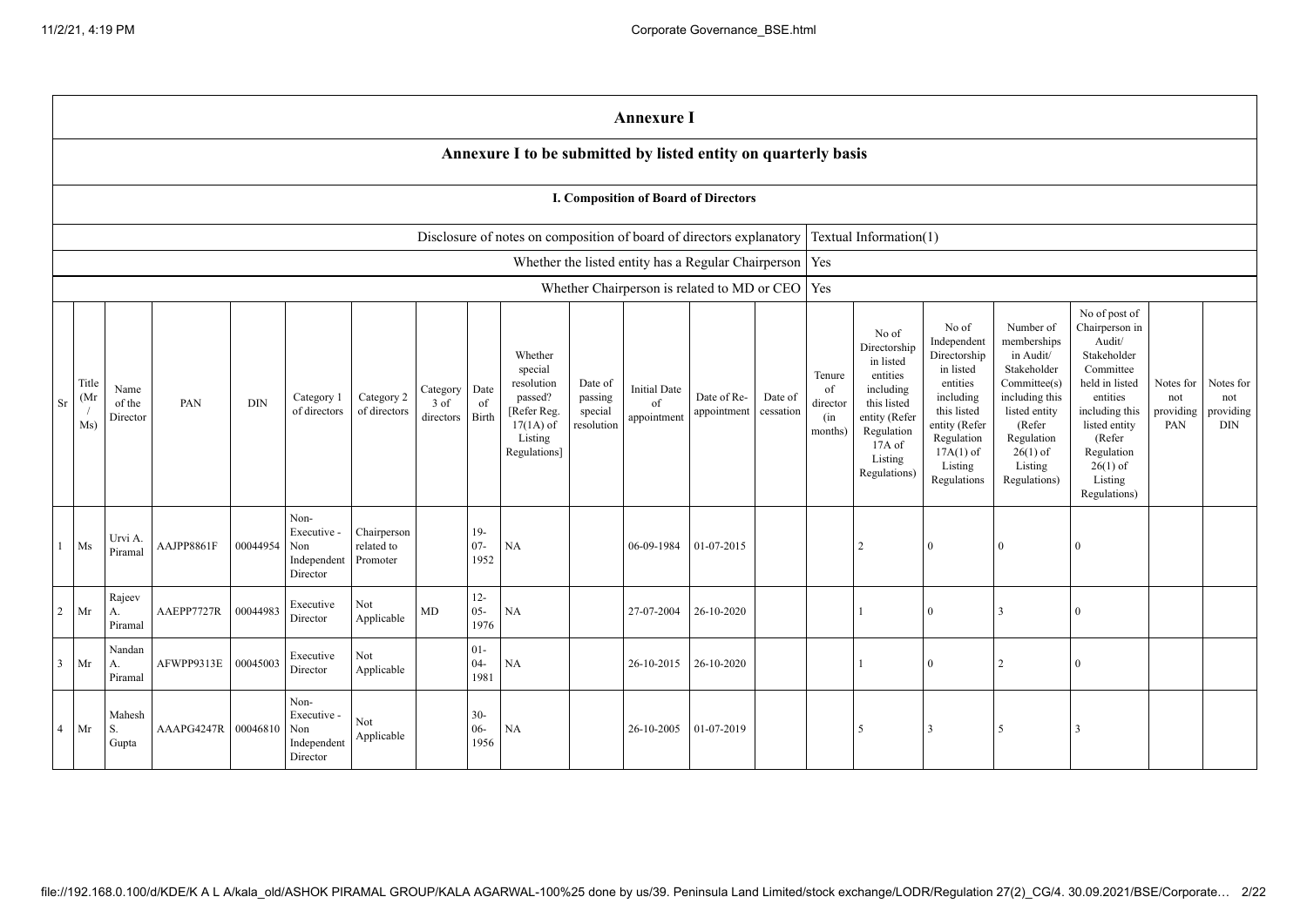# Annexure I

## Annexure I to be submitted by listed entity on quarterly basis

### I. Composition of Board of Directors

| | |
|---|---|
| Disclosure of notes on composition of board of directors explanatory | Textual Information(1) |
| Whether the listed entity has a Regular Chairperson | Yes |
| Whether Chairperson is related to MD or CEO | Yes |

| Sr | Title (Mr / Ms) | Name of the Director | PAN | DIN | Category 1 of directors | Category 2 of directors | Category 3 of directors | Date of Birth | Whether special resolution passed? [Refer Reg. 17(1A) of Listing Regulations] | Date of passing special resolution | Initial Date of appointment | Date of Re-appointment | Date of cessation | Tenure of director (in months) | No of Directorship in listed entities including this listed entity (Refer Regulation 17A of Listing Regulations) | No of Independent Directorship in listed entities including this listed entity (Refer Regulation 17A(1) of Listing Regulations | Number of memberships in Audit/ Stakeholder Committee(s) including this listed entity (Refer Regulation 26(1) of Listing Regulations) | No of post of Chairperson in Audit/ Stakeholder Committee held in listed entities including this listed entity (Refer Regulation 26(1) of Listing Regulations) | Notes for not providing PAN | Notes for not providing DIN |
|---|---|---|---|---|---|---|---|---|---|---|---|---|---|---|---|---|---|---|---|---|
| 1 | Ms | Urvi A. Piramal | AAJPP8861F | 00044954 | Non-Executive - Non Independent Director | Chairperson related to Promoter | | 19-07-1952 | NA | | 06-09-1984 | 01-07-2015 | | | 2 | 0 | 0 | 0 | | |
| 2 | Mr | Rajeev A. Piramal | AAEPP7727R | 00044983 | Executive Director | Not Applicable | MD | 12-05-1976 | NA | | 27-07-2004 | 26-10-2020 | | | 1 | 0 | 3 | 0 | | |
| 3 | Mr | Nandan A. Piramal | AFWPP9313E | 00045003 | Executive Director | Not Applicable | | 01-04-1981 | NA | | 26-10-2015 | 26-10-2020 | | | 1 | 0 | 2 | 0 | | |
| 4 | Mr | Mahesh S. Gupta | AAAPG4247R | 00046810 | Non-Executive - Non Independent Director | Not Applicable | | 30-06-1956 | NA | | 26-10-2005 | 01-07-2019 | | | 5 | 3 | 5 | 3 | | |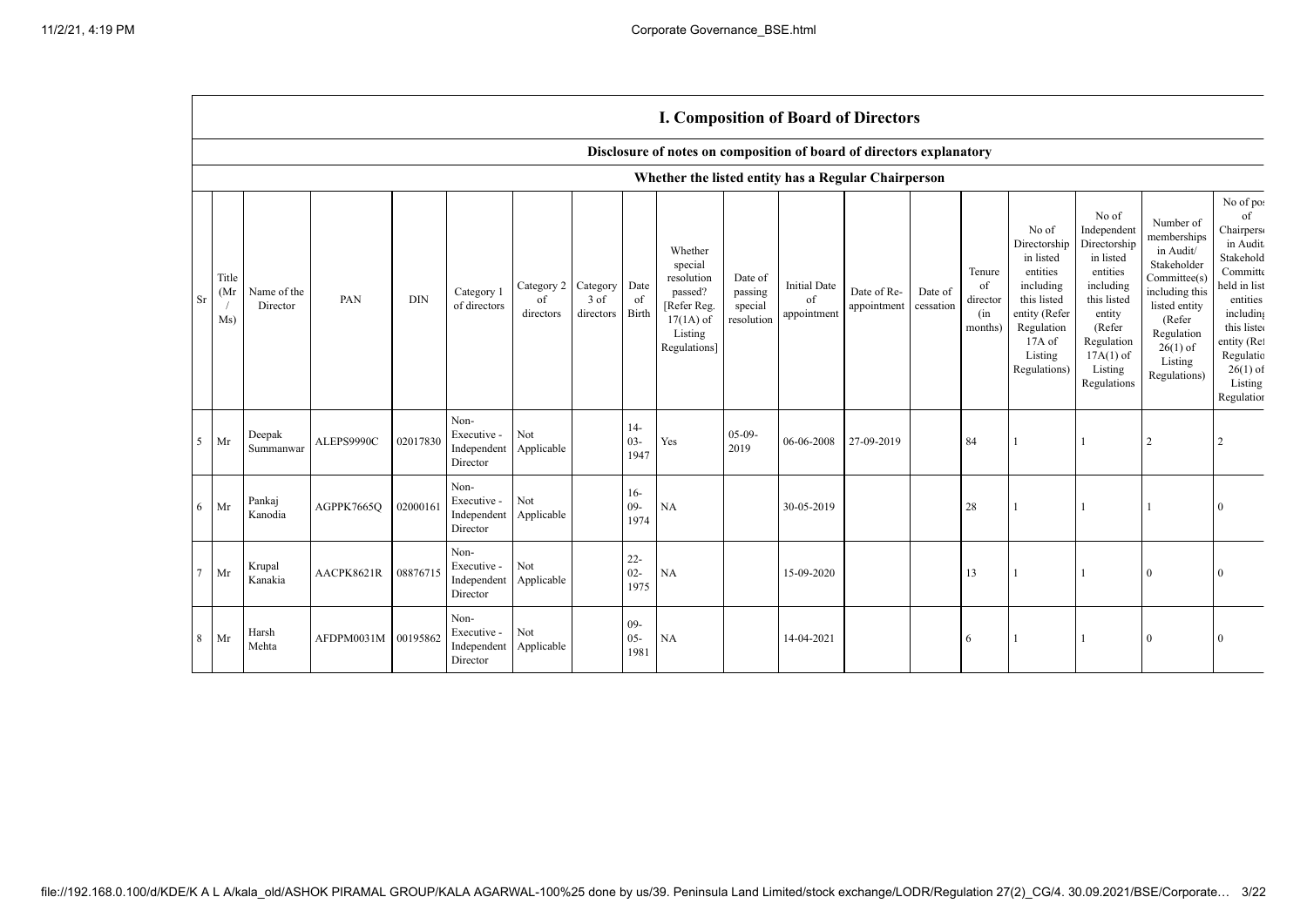## I. Composition of Board of Directors

### Disclosure of notes on composition of board of directors explanatory

### Whether the listed entity has a Regular Chairperson

| Sr | Title (Mr / Ms) | Name of the Director | PAN | DIN | Category 1 of directors | Category 2 of directors | Category 3 of directors | Date of Birth | Whether special resolution passed? [Refer Reg. 17(1A) of Listing Regulations] | Date of passing special resolution | Initial Date of appointment | Date of Re-appointment | Date of cessation | Tenure of director (in months) | No of Directorship in listed entities including this listed entity (Refer Regulation 17A of Listing Regulations) | No of Independent Directorship in listed entities including this listed entity (Refer Regulation 17A(1) of Listing Regulations | Number of memberships in Audit/ Stakeholder Committee(s) including this listed entity (Refer Regulation 26(1) of Listing Regulations) | No of pos of Chairperso in Audit Stakehold Committe held in list entities including this listed entity (Ref Regulatio 26(1) of Listing Regulation |
|---|---|---|---|---|---|---|---|---|---|---|---|---|---|---|---|---|---|---|
| 5 | Mr | Deepak Summanwar | ALEPS9990C | 02017830 | Non-Executive - Independent Director | Not Applicable | | 14-03-1947 | Yes | 05-09-2019 | 06-06-2008 | 27-09-2019 | | 84 | 1 | 1 | 2 | 2 |
| 6 | Mr | Pankaj Kanodia | AGPPK7665Q | 02000161 | Non-Executive - Independent Director | Not Applicable | | 16-09-1974 | NA | | 30-05-2019 | | | 28 | 1 | 1 | 1 | 0 |
| 7 | Mr | Krupal Kanakia | AACPK8621R | 08876715 | Non-Executive - Independent Director | Not Applicable | | 22-02-1975 | NA | | 15-09-2020 | | | 13 | 1 | 1 | 0 | 0 |
| 8 | Mr | Harsh Mehta | AFDPM0031M | 00195862 | Non-Executive - Independent Director | Not Applicable | | 09-05-1981 | NA | | 14-04-2021 | | | 6 | 1 | 1 | 0 | 0 |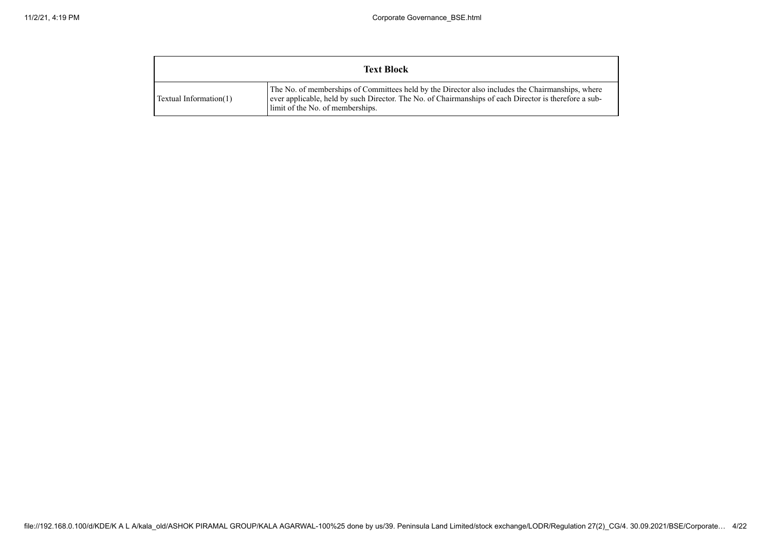| Text Block | |
|---|---|
| Textual Information(1) | The No. of memberships of Committees held by the Director also includes the Chairmanships, where ever applicable, held by such Director. The No. of Chairmanships of each Director is therefore a sub-limit of the No. of memberships. |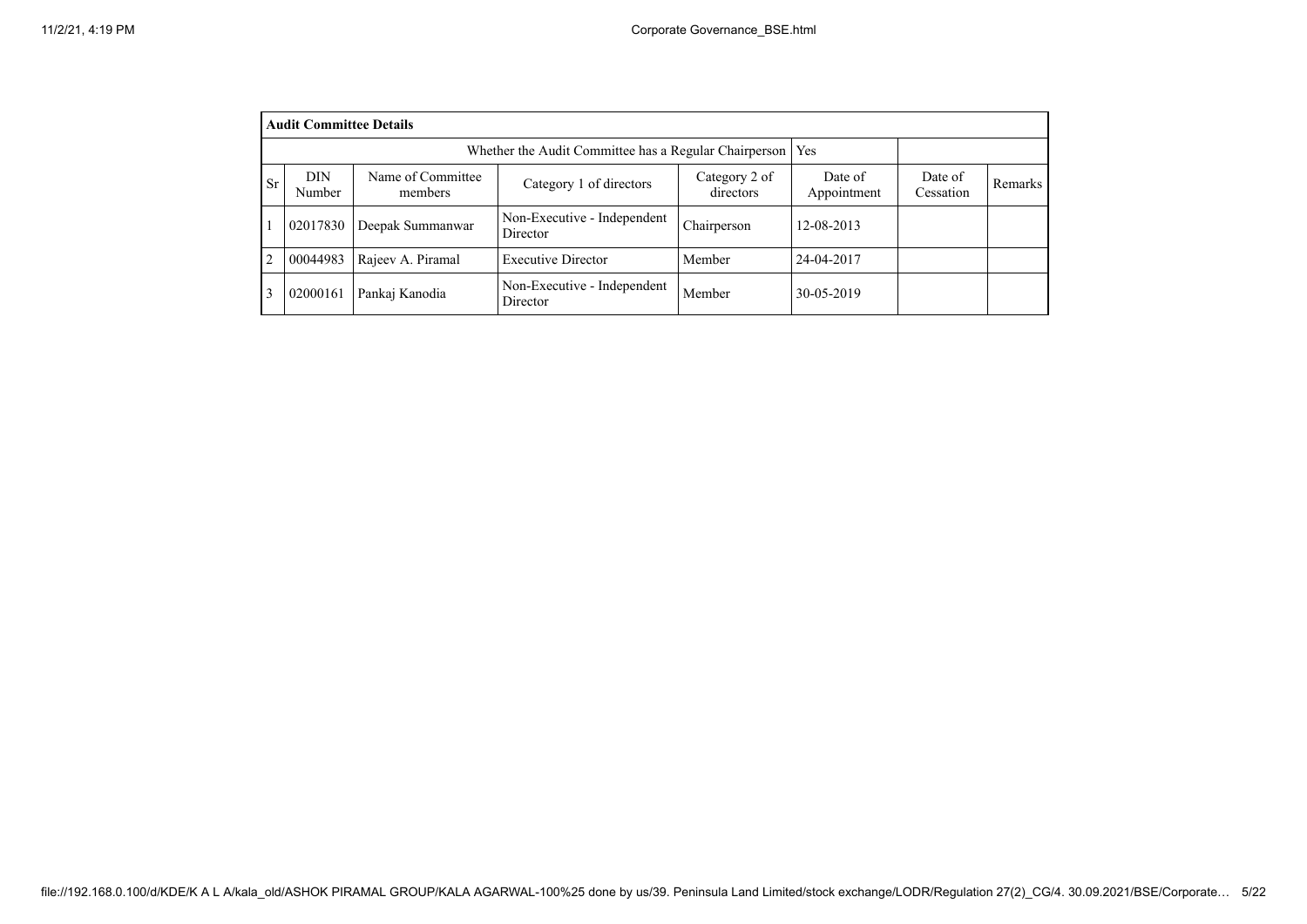| Audit Committee Details | | | | | | | |
|---|---|---|---|---|---|---|---|
| Whether the Audit Committee has a Regular Chairperson | | | | | Yes | | |
| Sr | DIN Number | Name of Committee members | Category 1 of directors | Category 2 of directors | Date of Appointment | Date of Cessation | Remarks |
| 1 | 02017830 | Deepak Summanwar | Non-Executive - Independent Director | Chairperson | 12-08-2013 | | |
| 2 | 00044983 | Rajeev A. Piramal | Executive Director | Member | 24-04-2017 | | |
| 3 | 02000161 | Pankaj Kanodia | Non-Executive - Independent Director | Member | 30-05-2019 | | |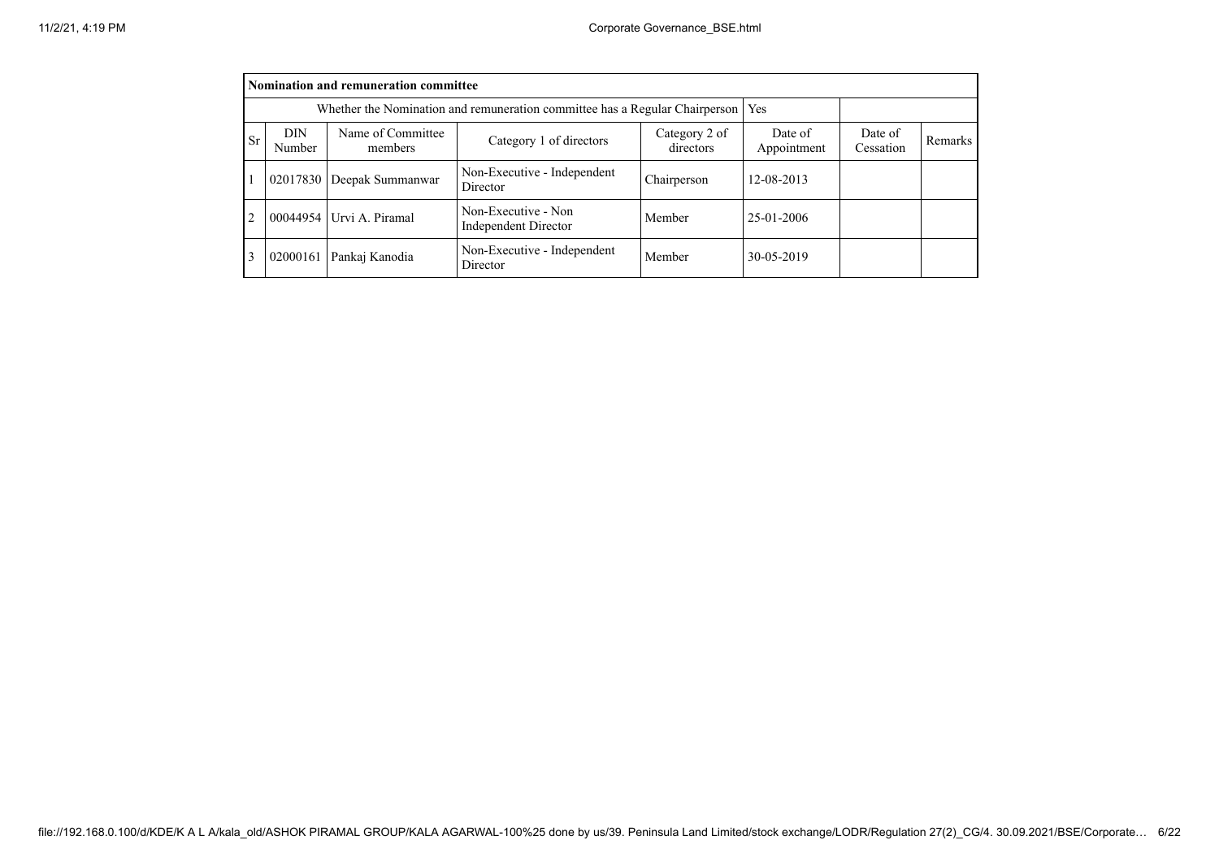| Nomination and remuneration committee | | | | | | | |
|---|---|---|---|---|---|---|---|
| Whether the Nomination and remuneration committee has a Regular Chairperson | | | | | Yes | | |
| Sr | DIN Number | Name of Committee members | Category 1 of directors | Category 2 of directors | Date of Appointment | Date of Cessation | Remarks |
| 1 | 02017830 | Deepak Summanwar | Non-Executive - Independent Director | Chairperson | 12-08-2013 | | |
| 2 | 00044954 | Urvi A. Piramal | Non-Executive - Non Independent Director | Member | 25-01-2006 | | |
| 3 | 02000161 | Pankaj Kanodia | Non-Executive - Independent Director | Member | 30-05-2019 | | |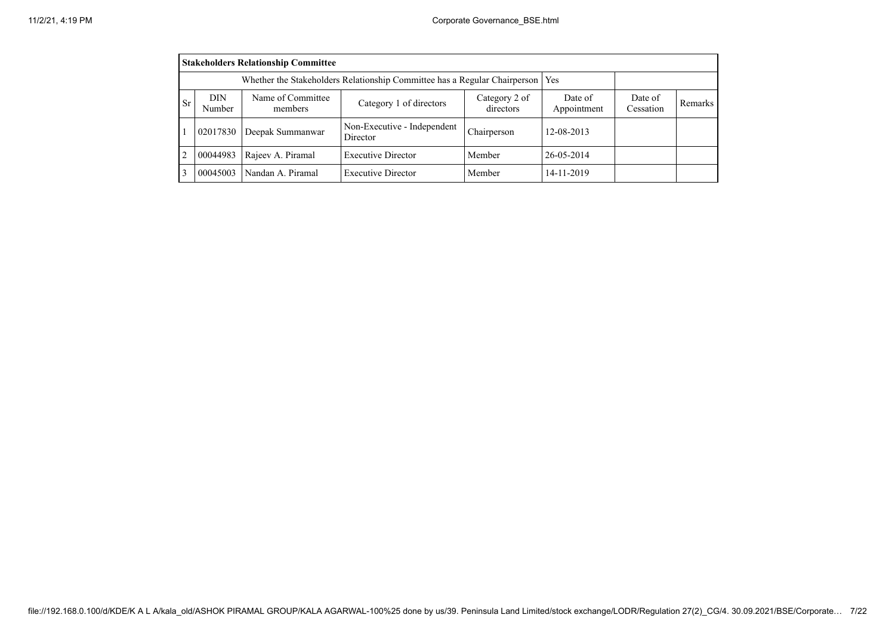| Stakeholders Relationship Committee | | | | | | | |
|---|---|---|---|---|---|---|---|
| Whether the Stakeholders Relationship Committee has a Regular Chairperson | | | | | Yes | | |
| Sr | DIN Number | Name of Committee members | Category 1 of directors | Category 2 of directors | Date of Appointment | Date of Cessation | Remarks |
| 1 | 02017830 | Deepak Summanwar | Non-Executive - Independent Director | Chairperson | 12-08-2013 | | |
| 2 | 00044983 | Rajeev A. Piramal | Executive Director | Member | 26-05-2014 | | |
| 3 | 00045003 | Nandan A. Piramal | Executive Director | Member | 14-11-2019 | | |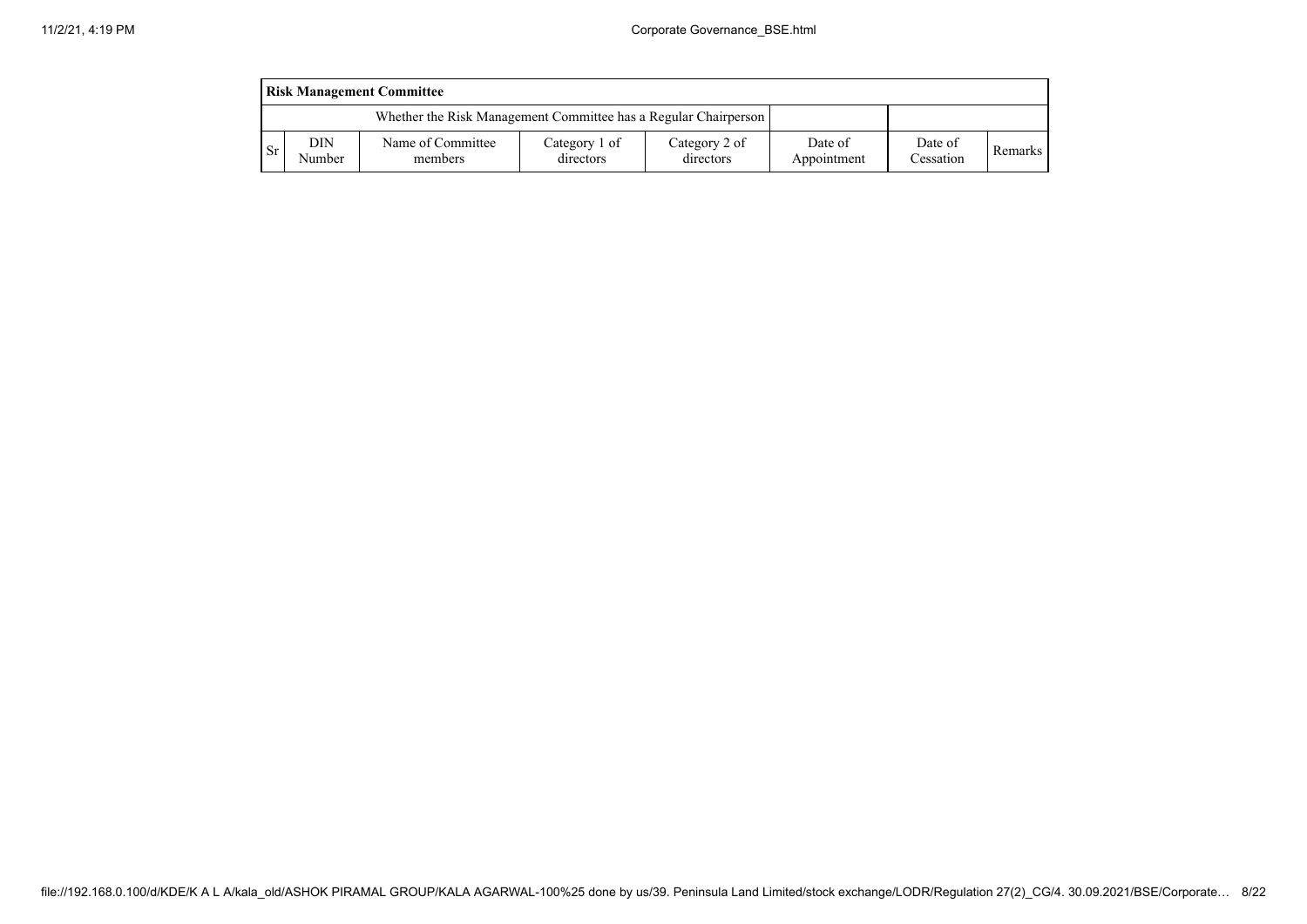| Risk Management Committee | | | | | | | |
|---|---|---|---|---|---|---|---|
| Whether the Risk Management Committee has a Regular Chairperson | | | | | | | |
| Sr | DIN Number | Name of Committee members | Category 1 of directors | Category 2 of directors | Date of Appointment | Date of Cessation | Remarks |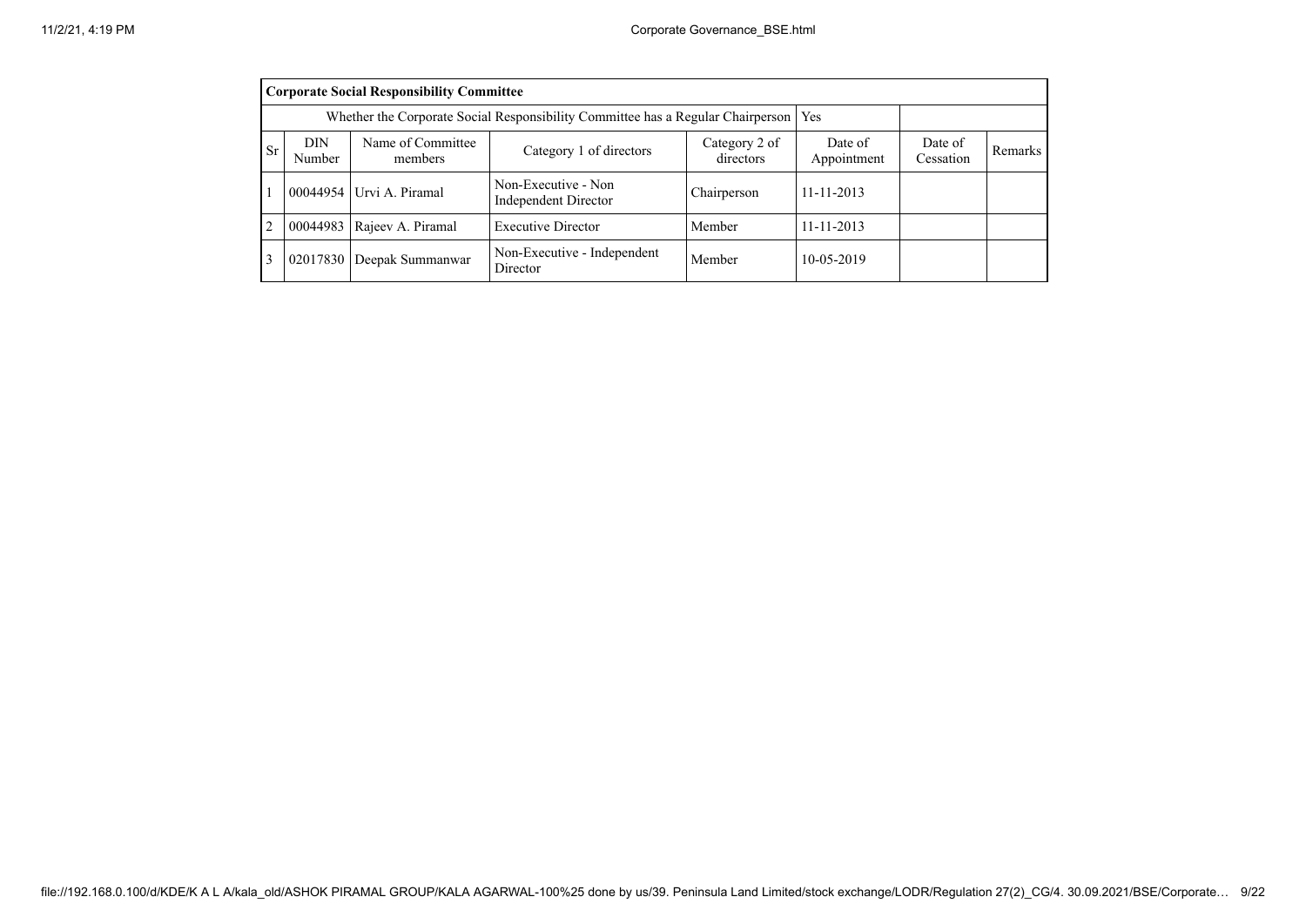| Corporate Social Responsibility Committee | | | | | | | |
|---|---|---|---|---|---|---|---|
| Whether the Corporate Social Responsibility Committee has a Regular Chairperson | | | | | Yes | | |
| Sr | DIN Number | Name of Committee members | Category 1 of directors | Category 2 of directors | Date of Appointment | Date of Cessation | Remarks |
| 1 | 00044954 | Urvi A. Piramal | Non-Executive - Non Independent Director | Chairperson | 11-11-2013 | | |
| 2 | 00044983 | Rajeev A. Piramal | Executive Director | Member | 11-11-2013 | | |
| 3 | 02017830 | Deepak Summanwar | Non-Executive - Independent Director | Member | 10-05-2019 | | |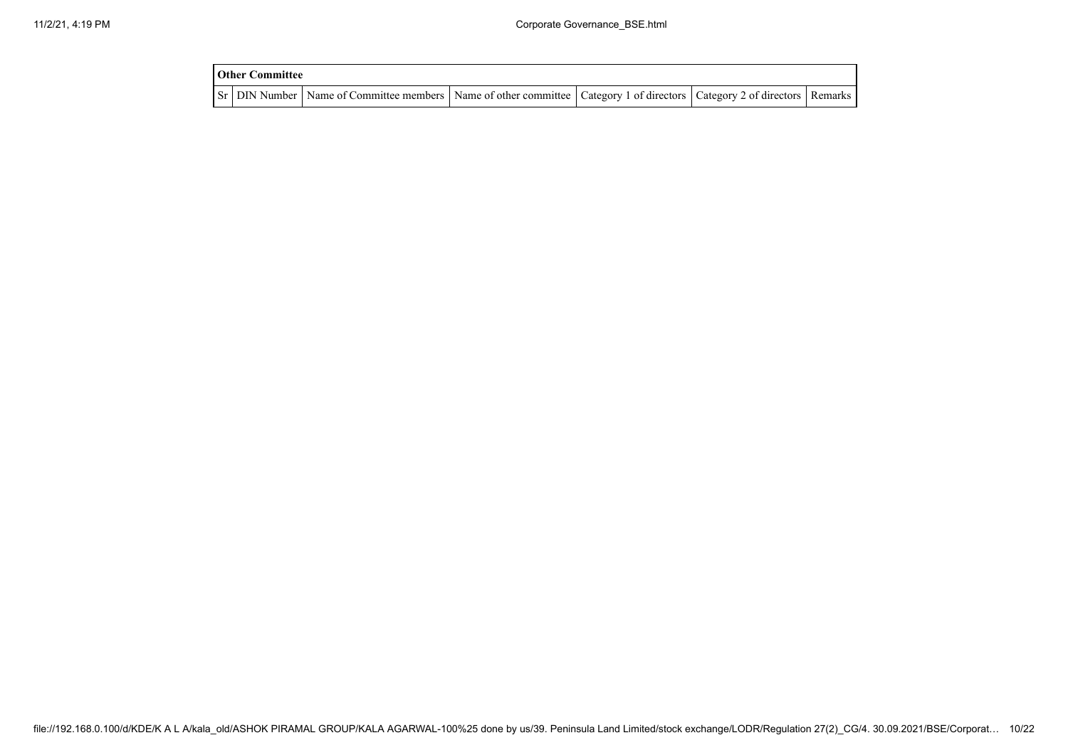| Other Committee | | | | | | |
|---|---|---|---|---|---|---|
| Sr | DIN Number | Name of Committee members | Name of other committee | Category 1 of directors | Category 2 of directors | Remarks |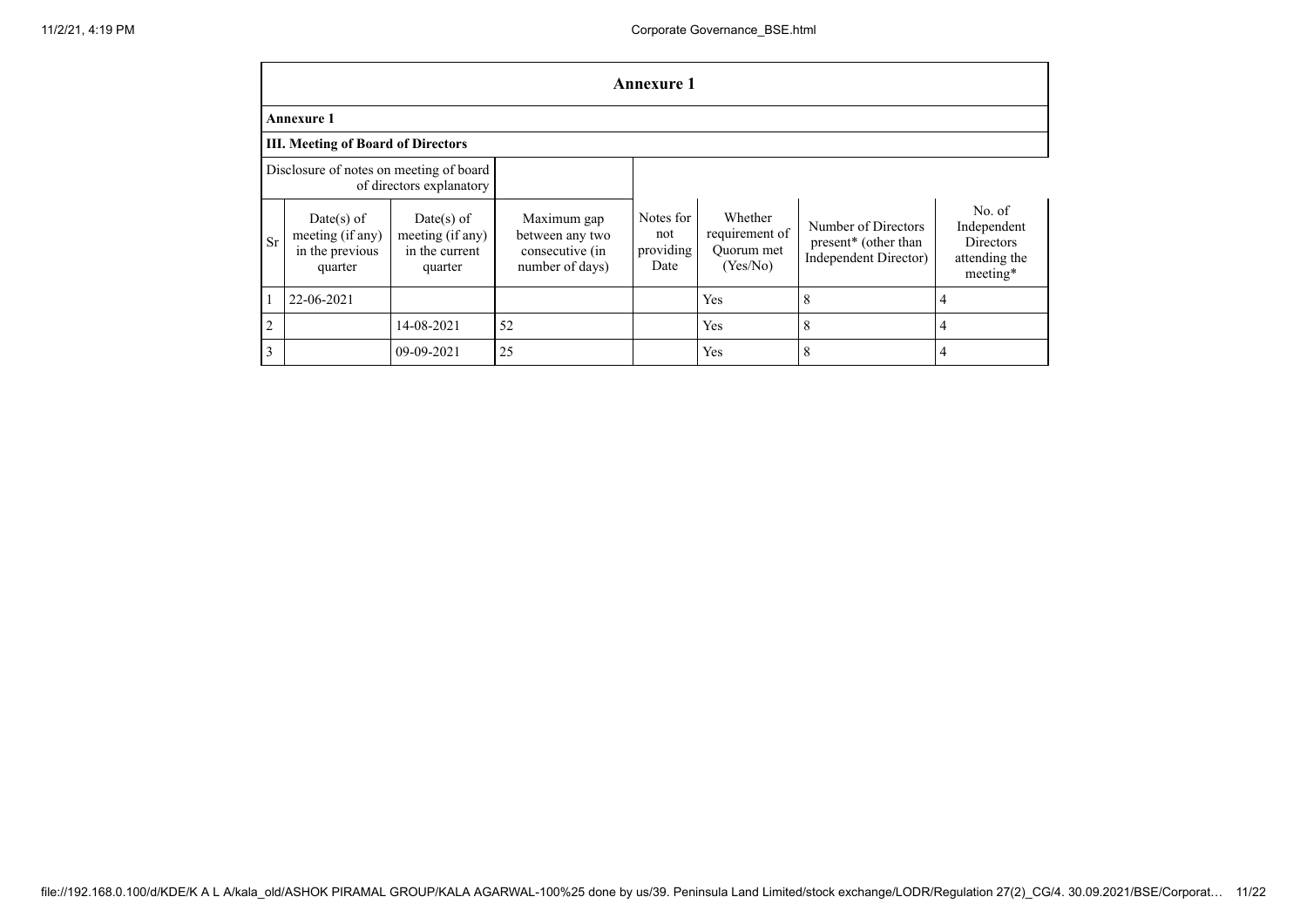## Annexure 1

**Annexure 1**

**III. Meeting of Board of Directors**

| Disclosure of notes on meeting of board of directors explanatory | | | |
|---|---|---|---|

| Sr | Date(s) of meeting (if any) in the previous quarter | Date(s) of meeting (if any) in the current quarter | Maximum gap between any two consecutive (in number of days) | Notes for not providing Date | Whether requirement of Quorum met (Yes/No) | Number of Directors present* (other than Independent Director) | No. of Independent Directors attending the meeting* |
|---|---|---|---|---|---|---|---|
| 1 | 22-06-2021 | | | | Yes | 8 | 4 |
| 2 | | 14-08-2021 | 52 | | Yes | 8 | 4 |
| 3 | | 09-09-2021 | 25 | | Yes | 8 | 4 |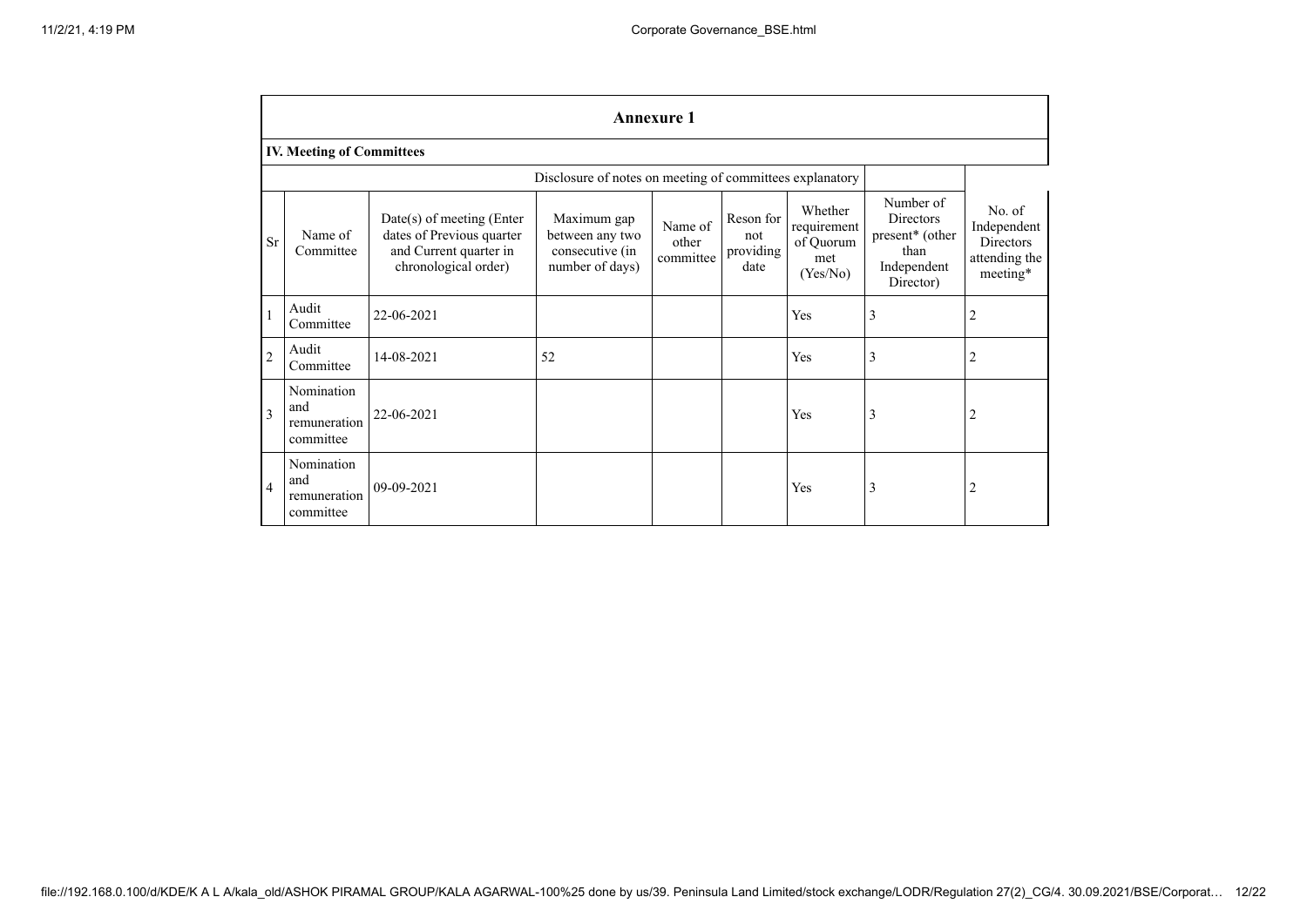| Annexure 1 | | | | | | | | |
|---|---|---|---|---|---|---|---|---|
| **IV. Meeting of Committees** | | | | | | | | |
| Disclosure of notes on meeting of committees explanatory | | | | | | | | |
| Sr | Name of Committee | Date(s) of meeting (Enter dates of Previous quarter and Current quarter in chronological order) | Maximum gap between any two consecutive (in number of days) | Name of other committee | Reson for not providing date | Whether requirement of Quorum met (Yes/No) | Number of Directors present* (other than Independent Director) | No. of Independent Directors attending the meeting* |
| 1 | Audit Committee | 22-06-2021 | | | | Yes | 3 | 2 |
| 2 | Audit Committee | 14-08-2021 | 52 | | | Yes | 3 | 2 |
| 3 | Nomination and remuneration committee | 22-06-2021 | | | | Yes | 3 | 2 |
| 4 | Nomination and remuneration committee | 09-09-2021 | | | | Yes | 3 | 2 |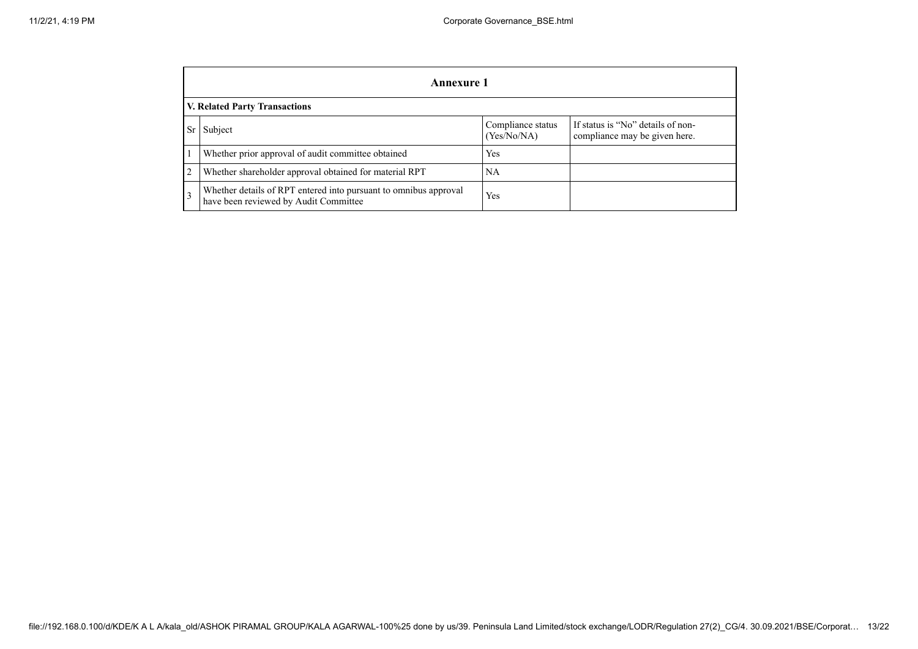| Annexure 1 | | | |
|---|---|---|---|
| **V. Related Party Transactions** | | | |
| Sr | Subject | Compliance status (Yes/No/NA) | If status is "No" details of non-compliance may be given here. |
| 1 | Whether prior approval of audit committee obtained | Yes | |
| 2 | Whether shareholder approval obtained for material RPT | NA | |
| 3 | Whether details of RPT entered into pursuant to omnibus approval have been reviewed by Audit Committee | Yes | |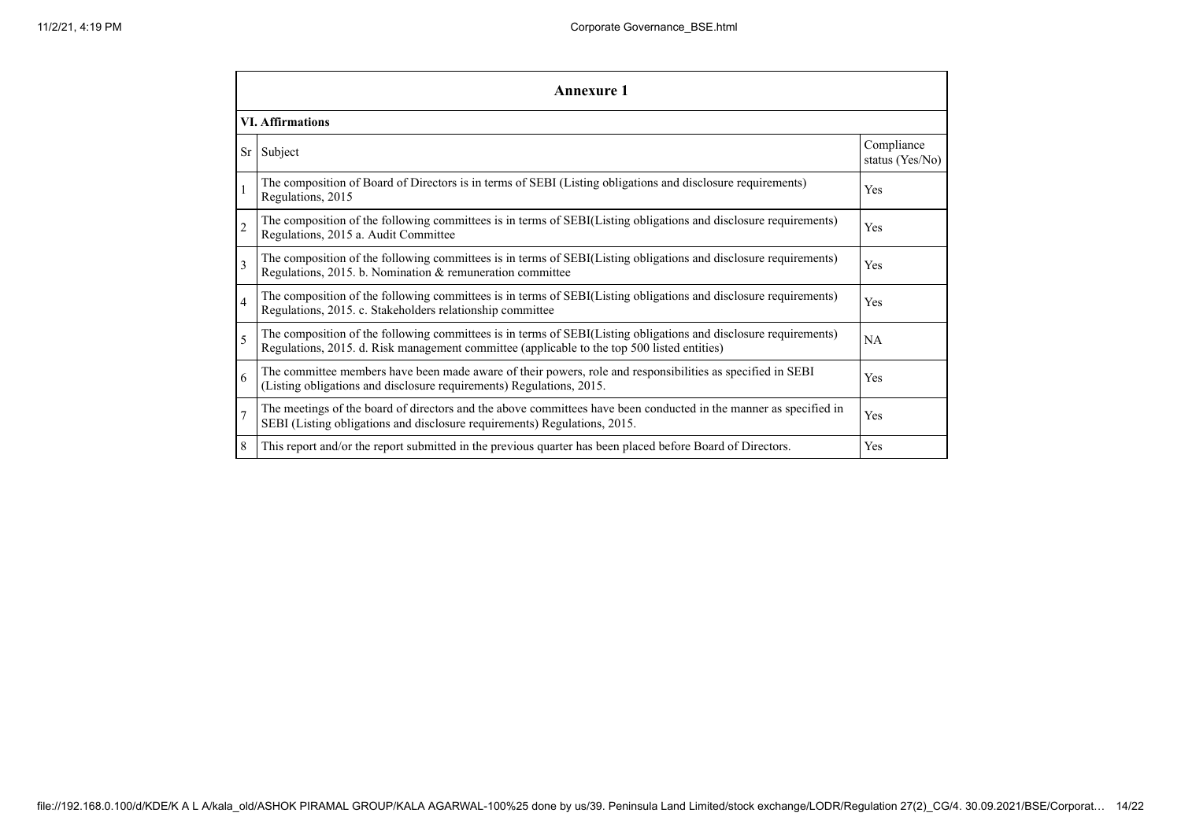## Annexure 1

### VI. Affirmations

| Sr | Subject | Compliance status (Yes/No) |
|---|---|---|
| 1 | The composition of Board of Directors is in terms of SEBI (Listing obligations and disclosure requirements) Regulations, 2015 | Yes |
| 2 | The composition of the following committees is in terms of SEBI(Listing obligations and disclosure requirements) Regulations, 2015 a. Audit Committee | Yes |
| 3 | The composition of the following committees is in terms of SEBI(Listing obligations and disclosure requirements) Regulations, 2015. b. Nomination & remuneration committee | Yes |
| 4 | The composition of the following committees is in terms of SEBI(Listing obligations and disclosure requirements) Regulations, 2015. c. Stakeholders relationship committee | Yes |
| 5 | The composition of the following committees is in terms of SEBI(Listing obligations and disclosure requirements) Regulations, 2015. d. Risk management committee (applicable to the top 500 listed entities) | NA |
| 6 | The committee members have been made aware of their powers, role and responsibilities as specified in SEBI (Listing obligations and disclosure requirements) Regulations, 2015. | Yes |
| 7 | The meetings of the board of directors and the above committees have been conducted in the manner as specified in SEBI (Listing obligations and disclosure requirements) Regulations, 2015. | Yes |
| 8 | This report and/or the report submitted in the previous quarter has been placed before Board of Directors. | Yes |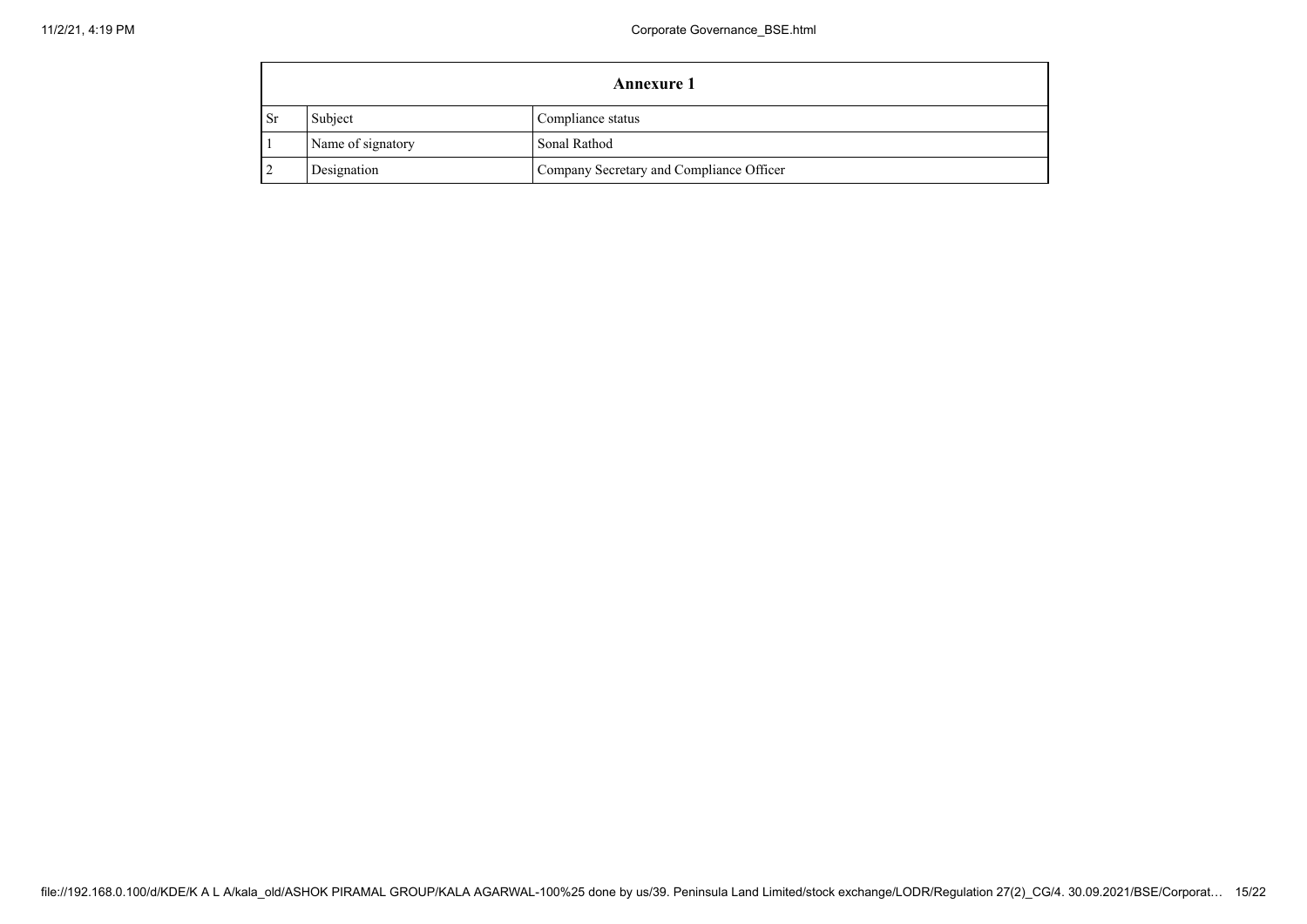| Annexure 1 | | |
|---|---|---|
| Sr | Subject | Compliance status |
| 1 | Name of signatory | Sonal Rathod |
| 2 | Designation | Company Secretary and Compliance Officer |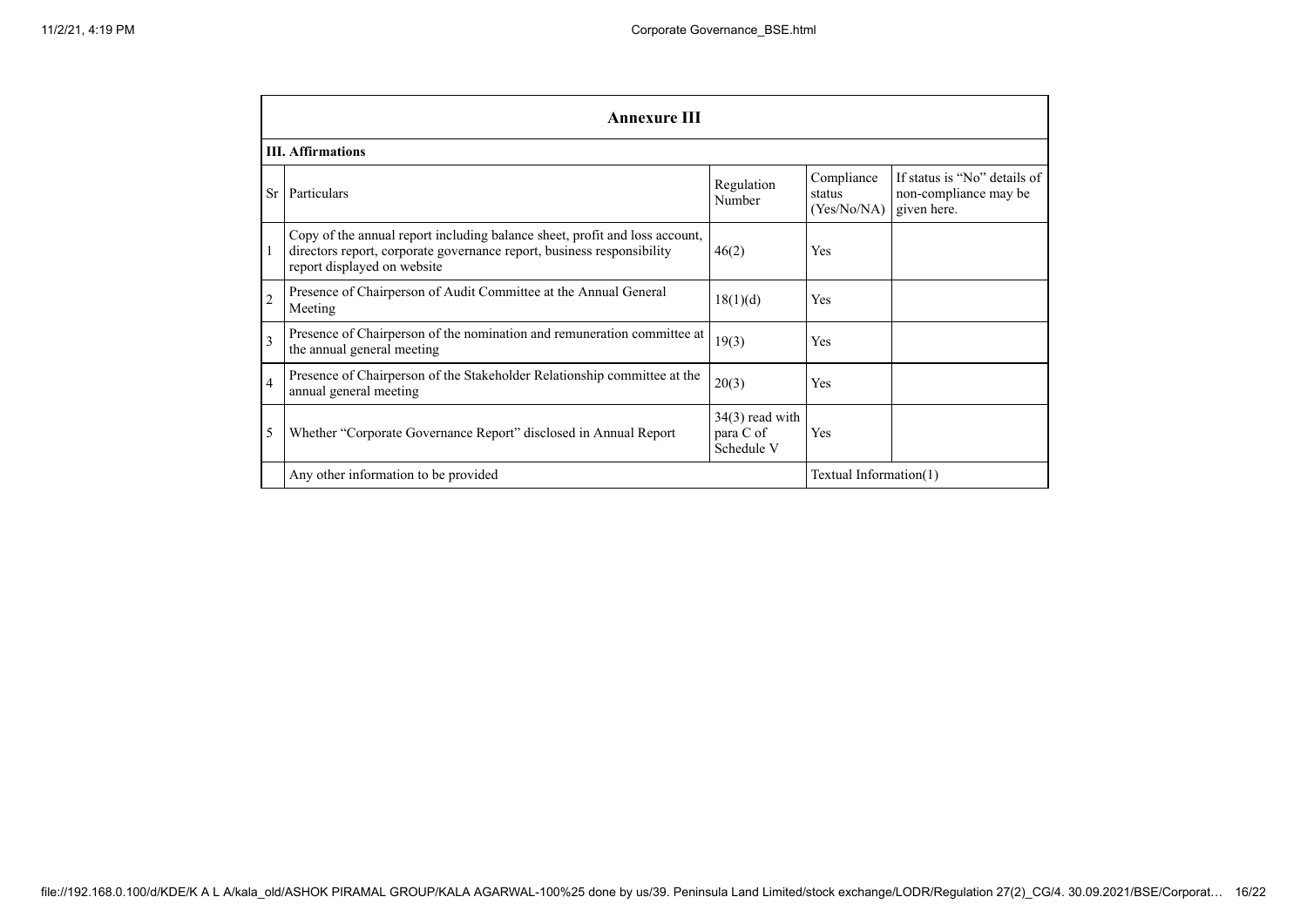| Annexure III | | | | |
|---|---|---|---|---|
| **III. Affirmations** | | | | |
| Sr | Particulars | Regulation Number | Compliance status (Yes/No/NA) | If status is "No" details of non-compliance may be given here. |
| 1 | Copy of the annual report including balance sheet, profit and loss account, directors report, corporate governance report, business responsibility report displayed on website | 46(2) | Yes | |
| 2 | Presence of Chairperson of Audit Committee at the Annual General Meeting | 18(1)(d) | Yes | |
| 3 | Presence of Chairperson of the nomination and remuneration committee at the annual general meeting | 19(3) | Yes | |
| 4 | Presence of Chairperson of the Stakeholder Relationship committee at the annual general meeting | 20(3) | Yes | |
| 5 | Whether "Corporate Governance Report" disclosed in Annual Report | 34(3) read with para C of Schedule V | Yes | |
| | Any other information to be provided | | Textual Information(1) | |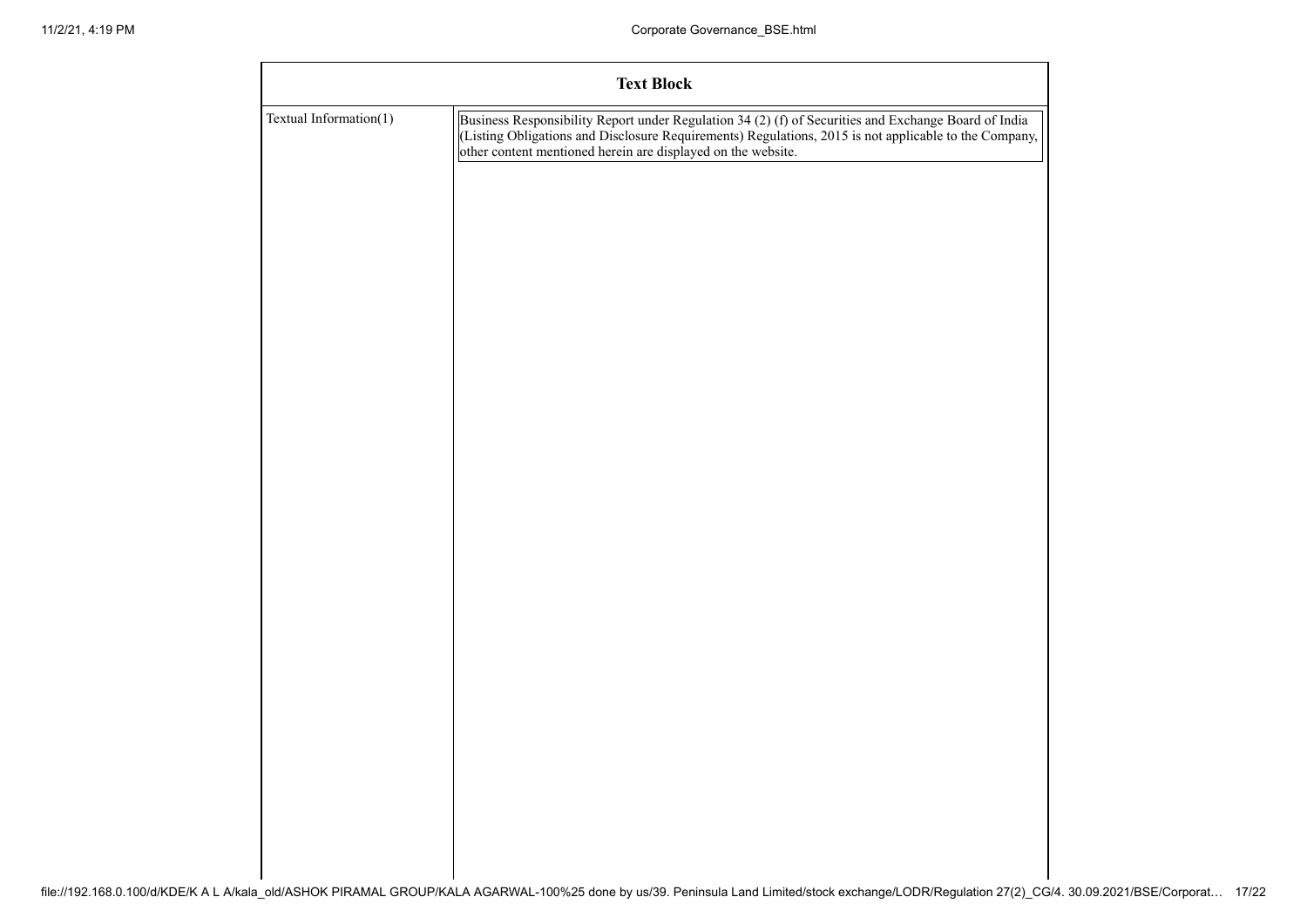| Text Block | |
|---|---|
| Textual Information(1) | Business Responsibility Report under Regulation 34 (2) (f) of Securities and Exchange Board of India (Listing Obligations and Disclosure Requirements) Regulations, 2015 is not applicable to the Company, other content mentioned herein are displayed on the website. |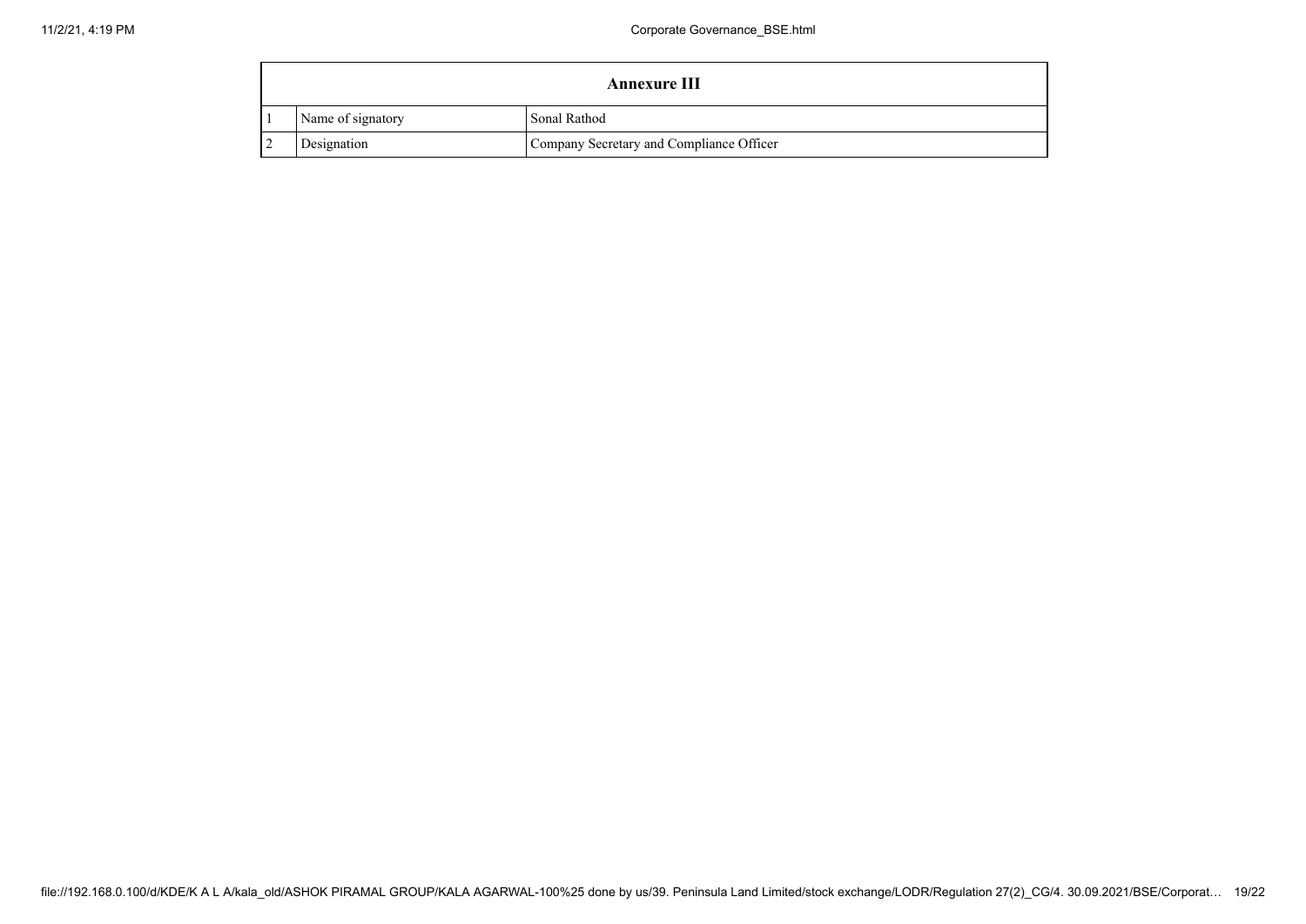| Annexure III | | |
|---|---|---|
| 1 | Name of signatory | Sonal Rathod |
| 2 | Designation | Company Secretary and Compliance Officer |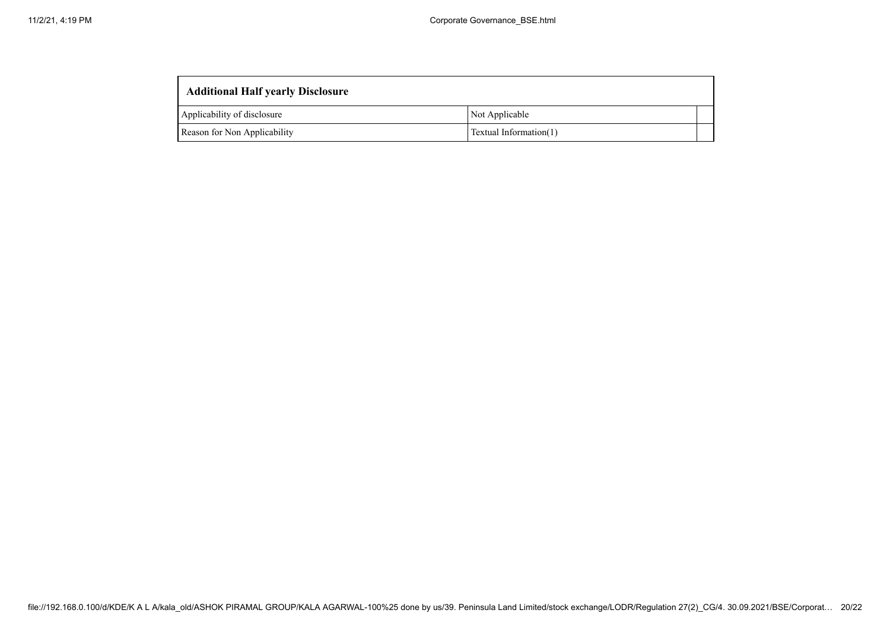| Additional Half yearly Disclosure | | |
|---|---|---|
| Applicability of disclosure | Not Applicable | |
| Reason for Non Applicability | Textual Information(1) | |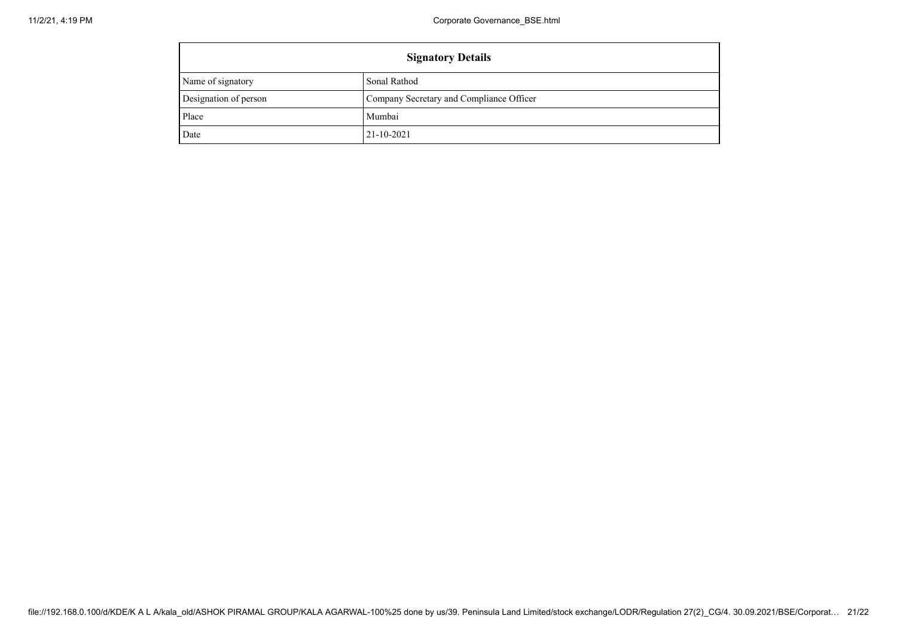| Signatory Details | |
| --- | --- |
| Name of signatory | Sonal Rathod |
| Designation of person | Company Secretary and Compliance Officer |
| Place | Mumbai |
| Date | 21-10-2021 |